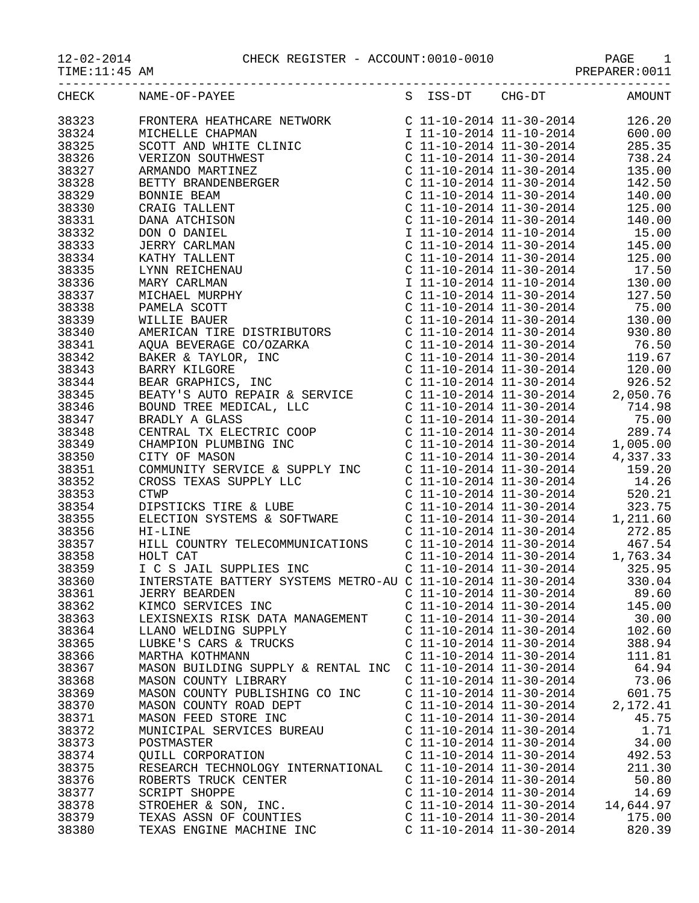12-02-2014 CHECK REGISTER - ACCOUNT:0010-0010
TIME:11:45 AM PREPARER:0011

| CHECK | NAME-OF-PAYEE | S | ISS-DT | CHG-DT | AMOUNT |
|---|---|---|---|---|---|
| 38323 | FRONTERA HEATHCARE NETWORK | C | 11-10-2014 | 11-30-2014 | 126.20 |
| 38324 | MICHELLE CHAPMAN | I | 11-10-2014 | 11-10-2014 | 600.00 |
| 38325 | SCOTT AND WHITE CLINIC | C | 11-10-2014 | 11-30-2014 | 285.35 |
| 38326 | VERIZON SOUTHWEST | C | 11-10-2014 | 11-30-2014 | 738.24 |
| 38327 | ARMANDO MARTINEZ | C | 11-10-2014 | 11-30-2014 | 135.00 |
| 38328 | BETTY BRANDENBERGER | C | 11-10-2014 | 11-30-2014 | 142.50 |
| 38329 | BONNIE BEAM | C | 11-10-2014 | 11-30-2014 | 140.00 |
| 38330 | CRAIG TALLENT | C | 11-10-2014 | 11-30-2014 | 125.00 |
| 38331 | DANA ATCHISON | C | 11-10-2014 | 11-30-2014 | 140.00 |
| 38332 | DON O DANIEL | I | 11-10-2014 | 11-10-2014 | 15.00 |
| 38333 | JERRY CARLMAN | C | 11-10-2014 | 11-30-2014 | 145.00 |
| 38334 | KATHY TALLENT | C | 11-10-2014 | 11-30-2014 | 125.00 |
| 38335 | LYNN REICHENAU | C | 11-10-2014 | 11-30-2014 | 17.50 |
| 38336 | MARY CARLMAN | I | 11-10-2014 | 11-10-2014 | 130.00 |
| 38337 | MICHAEL MURPHY | C | 11-10-2014 | 11-30-2014 | 127.50 |
| 38338 | PAMELA SCOTT | C | 11-10-2014 | 11-30-2014 | 75.00 |
| 38339 | WILLIE BAUER | C | 11-10-2014 | 11-30-2014 | 130.00 |
| 38340 | AMERICAN TIRE DISTRIBUTORS | C | 11-10-2014 | 11-30-2014 | 930.80 |
| 38341 | AQUA BEVERAGE CO/OZARKA | C | 11-10-2014 | 11-30-2014 | 76.50 |
| 38342 | BAKER & TAYLOR, INC | C | 11-10-2014 | 11-30-2014 | 119.67 |
| 38343 | BARRY KILGORE | C | 11-10-2014 | 11-30-2014 | 120.00 |
| 38344 | BEAR GRAPHICS, INC | C | 11-10-2014 | 11-30-2014 | 926.52 |
| 38345 | BEATY'S AUTO REPAIR & SERVICE | C | 11-10-2014 | 11-30-2014 | 2,050.76 |
| 38346 | BOUND TREE MEDICAL, LLC | C | 11-10-2014 | 11-30-2014 | 714.98 |
| 38347 | BRADLY A GLASS | C | 11-10-2014 | 11-30-2014 | 75.00 |
| 38348 | CENTRAL TX ELECTRIC COOP | C | 11-10-2014 | 11-30-2014 | 289.74 |
| 38349 | CHAMPION PLUMBING INC | C | 11-10-2014 | 11-30-2014 | 1,005.00 |
| 38350 | CITY OF MASON | C | 11-10-2014 | 11-30-2014 | 4,337.33 |
| 38351 | COMMUNITY SERVICE & SUPPLY INC | C | 11-10-2014 | 11-30-2014 | 159.20 |
| 38352 | CROSS TEXAS SUPPLY LLC | C | 11-10-2014 | 11-30-2014 | 14.26 |
| 38353 | CTWP | C | 11-10-2014 | 11-30-2014 | 520.21 |
| 38354 | DIPSTICKS TIRE & LUBE | C | 11-10-2014 | 11-30-2014 | 323.75 |
| 38355 | ELECTION SYSTEMS & SOFTWARE | C | 11-10-2014 | 11-30-2014 | 1,211.60 |
| 38356 | HI-LINE | C | 11-10-2014 | 11-30-2014 | 272.85 |
| 38357 | HILL COUNTRY TELECOMMUNICATIONS | C | 11-10-2014 | 11-30-2014 | 467.54 |
| 38358 | HOLT CAT | C | 11-10-2014 | 11-30-2014 | 1,763.34 |
| 38359 | I C S JAIL SUPPLIES INC | C | 11-10-2014 | 11-30-2014 | 325.95 |
| 38360 | INTERSTATE BATTERY SYSTEMS METRO-AU | C | 11-10-2014 | 11-30-2014 | 330.04 |
| 38361 | JERRY BEARDEN | C | 11-10-2014 | 11-30-2014 | 89.60 |
| 38362 | KIMCO SERVICES INC | C | 11-10-2014 | 11-30-2014 | 145.00 |
| 38363 | LEXISNEXIS RISK DATA MANAGEMENT | C | 11-10-2014 | 11-30-2014 | 30.00 |
| 38364 | LLANO WELDING SUPPLY | C | 11-10-2014 | 11-30-2014 | 102.60 |
| 38365 | LUBKE'S CARS & TRUCKS | C | 11-10-2014 | 11-30-2014 | 388.94 |
| 38366 | MARTHA KOTHMANN | C | 11-10-2014 | 11-30-2014 | 111.81 |
| 38367 | MASON BUILDING SUPPLY & RENTAL INC | C | 11-10-2014 | 11-30-2014 | 64.94 |
| 38368 | MASON COUNTY LIBRARY | C | 11-10-2014 | 11-30-2014 | 73.06 |
| 38369 | MASON COUNTY PUBLISHING CO INC | C | 11-10-2014 | 11-30-2014 | 601.75 |
| 38370 | MASON COUNTY ROAD DEPT | C | 11-10-2014 | 11-30-2014 | 2,172.41 |
| 38371 | MASON FEED STORE INC | C | 11-10-2014 | 11-30-2014 | 45.75 |
| 38372 | MUNICIPAL SERVICES BUREAU | C | 11-10-2014 | 11-30-2014 | 1.71 |
| 38373 | POSTMASTER | C | 11-10-2014 | 11-30-2014 | 34.00 |
| 38374 | QUILL CORPORATION | C | 11-10-2014 | 11-30-2014 | 492.53 |
| 38375 | RESEARCH TECHNOLOGY INTERNATIONAL | C | 11-10-2014 | 11-30-2014 | 211.30 |
| 38376 | ROBERTS TRUCK CENTER | C | 11-10-2014 | 11-30-2014 | 50.80 |
| 38377 | SCRIPT SHOPPE | C | 11-10-2014 | 11-30-2014 | 14.69 |
| 38378 | STROEHER & SON, INC. | C | 11-10-2014 | 11-30-2014 | 14,644.97 |
| 38379 | TEXAS ASSN OF COUNTIES | C | 11-10-2014 | 11-30-2014 | 175.00 |
| 38380 | TEXAS ENGINE MACHINE INC | C | 11-10-2014 | 11-30-2014 | 820.39 |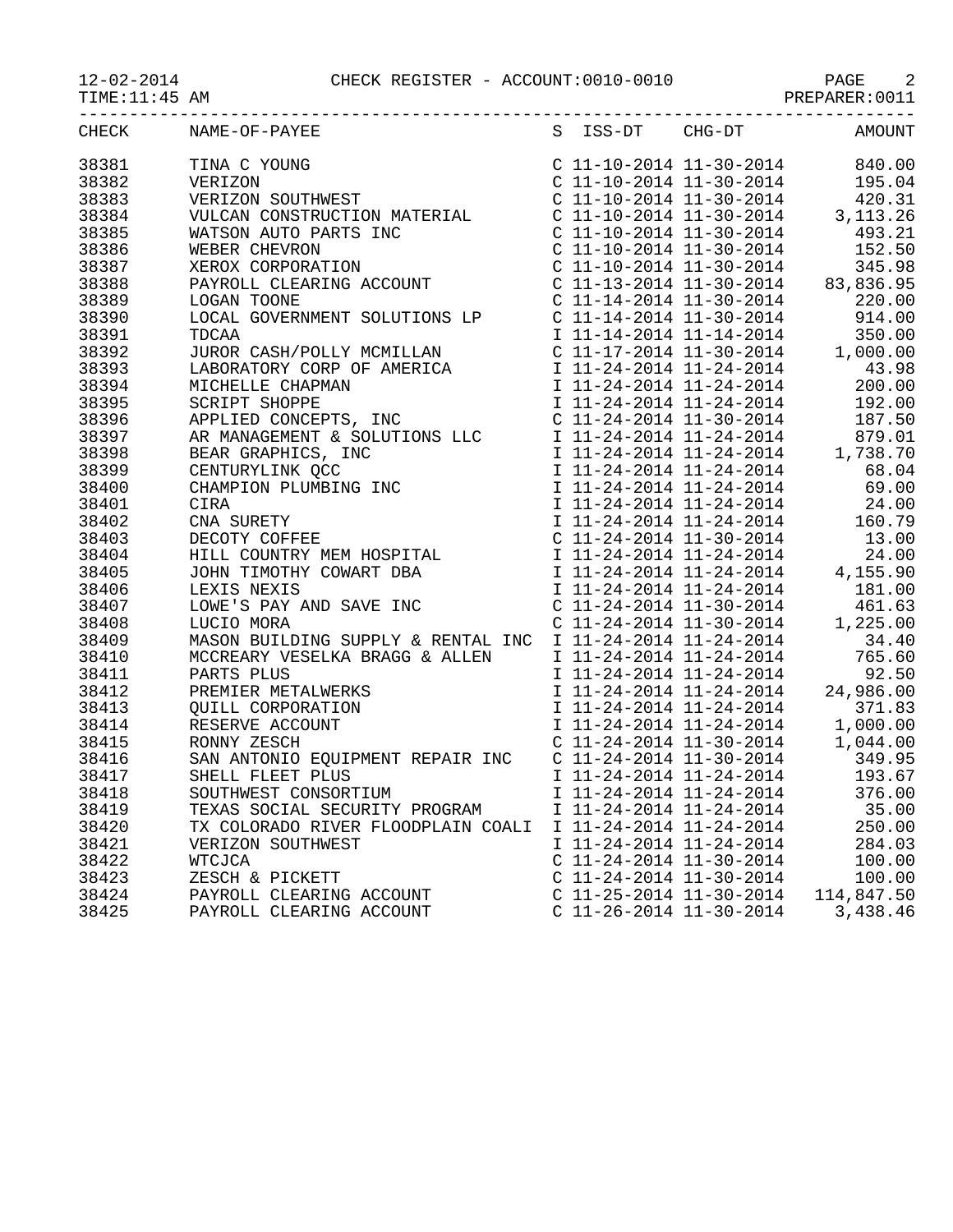12-02-2014 CHECK REGISTER - ACCOUNT:0010-0010

TIME:11:45 AM PREPARER:0011

| CHECK | NAME-OF-PAYEE | S | ISS-DT | CHG-DT | AMOUNT |
|---|---|---|---|---|---|
| 38381 | TINA C YOUNG | C | 11-10-2014 | 11-30-2014 | 840.00 |
| 38382 | VERIZON | C | 11-10-2014 | 11-30-2014 | 195.04 |
| 38383 | VERIZON SOUTHWEST | C | 11-10-2014 | 11-30-2014 | 420.31 |
| 38384 | VULCAN CONSTRUCTION MATERIAL | C | 11-10-2014 | 11-30-2014 | 3,113.26 |
| 38385 | WATSON AUTO PARTS INC | C | 11-10-2014 | 11-30-2014 | 493.21 |
| 38386 | WEBER CHEVRON | C | 11-10-2014 | 11-30-2014 | 152.50 |
| 38387 | XEROX CORPORATION | C | 11-10-2014 | 11-30-2014 | 345.98 |
| 38388 | PAYROLL CLEARING ACCOUNT | C | 11-13-2014 | 11-30-2014 | 83,836.95 |
| 38389 | LOGAN TOONE | C | 11-14-2014 | 11-30-2014 | 220.00 |
| 38390 | LOCAL GOVERNMENT SOLUTIONS LP | C | 11-14-2014 | 11-30-2014 | 914.00 |
| 38391 | TDCAA | I | 11-14-2014 | 11-14-2014 | 350.00 |
| 38392 | JUROR CASH/POLLY MCMILLAN | C | 11-17-2014 | 11-30-2014 | 1,000.00 |
| 38393 | LABORATORY CORP OF AMERICA | I | 11-24-2014 | 11-24-2014 | 43.98 |
| 38394 | MICHELLE CHAPMAN | I | 11-24-2014 | 11-24-2014 | 200.00 |
| 38395 | SCRIPT SHOPPE | I | 11-24-2014 | 11-24-2014 | 192.00 |
| 38396 | APPLIED CONCEPTS, INC | C | 11-24-2014 | 11-30-2014 | 187.50 |
| 38397 | AR MANAGEMENT & SOLUTIONS LLC | I | 11-24-2014 | 11-24-2014 | 879.01 |
| 38398 | BEAR GRAPHICS, INC | I | 11-24-2014 | 11-24-2014 | 1,738.70 |
| 38399 | CENTURYLINK QCC | I | 11-24-2014 | 11-24-2014 | 68.04 |
| 38400 | CHAMPION PLUMBING INC | I | 11-24-2014 | 11-24-2014 | 69.00 |
| 38401 | CIRA | I | 11-24-2014 | 11-24-2014 | 24.00 |
| 38402 | CNA SURETY | I | 11-24-2014 | 11-24-2014 | 160.79 |
| 38403 | DECOTY COFFEE | C | 11-24-2014 | 11-30-2014 | 13.00 |
| 38404 | HILL COUNTRY MEM HOSPITAL | I | 11-24-2014 | 11-24-2014 | 24.00 |
| 38405 | JOHN TIMOTHY COWART DBA | I | 11-24-2014 | 11-24-2014 | 4,155.90 |
| 38406 | LEXIS NEXIS | I | 11-24-2014 | 11-24-2014 | 181.00 |
| 38407 | LOWE'S PAY AND SAVE INC | C | 11-24-2014 | 11-30-2014 | 461.63 |
| 38408 | LUCIO MORA | C | 11-24-2014 | 11-30-2014 | 1,225.00 |
| 38409 | MASON BUILDING SUPPLY & RENTAL INC | I | 11-24-2014 | 11-24-2014 | 34.40 |
| 38410 | MCCREARY VESELKA BRAGG & ALLEN | I | 11-24-2014 | 11-24-2014 | 765.60 |
| 38411 | PARTS PLUS | I | 11-24-2014 | 11-24-2014 | 92.50 |
| 38412 | PREMIER METALWERKS | I | 11-24-2014 | 11-24-2014 | 24,986.00 |
| 38413 | QUILL CORPORATION | I | 11-24-2014 | 11-24-2014 | 371.83 |
| 38414 | RESERVE ACCOUNT | I | 11-24-2014 | 11-24-2014 | 1,000.00 |
| 38415 | RONNY ZESCH | C | 11-24-2014 | 11-30-2014 | 1,044.00 |
| 38416 | SAN ANTONIO EQUIPMENT REPAIR INC | C | 11-24-2014 | 11-30-2014 | 349.95 |
| 38417 | SHELL FLEET PLUS | I | 11-24-2014 | 11-24-2014 | 193.67 |
| 38418 | SOUTHWEST CONSORTIUM | I | 11-24-2014 | 11-24-2014 | 376.00 |
| 38419 | TEXAS SOCIAL SECURITY PROGRAM | I | 11-24-2014 | 11-24-2014 | 35.00 |
| 38420 | TX COLORADO RIVER FLOODPLAIN COALI | I | 11-24-2014 | 11-24-2014 | 250.00 |
| 38421 | VERIZON SOUTHWEST | I | 11-24-2014 | 11-24-2014 | 284.03 |
| 38422 | WTCJCA | C | 11-24-2014 | 11-30-2014 | 100.00 |
| 38423 | ZESCH & PICKETT | C | 11-24-2014 | 11-30-2014 | 100.00 |
| 38424 | PAYROLL CLEARING ACCOUNT | C | 11-25-2014 | 11-30-2014 | 114,847.50 |
| 38425 | PAYROLL CLEARING ACCOUNT | C | 11-26-2014 | 11-30-2014 | 3,438.46 |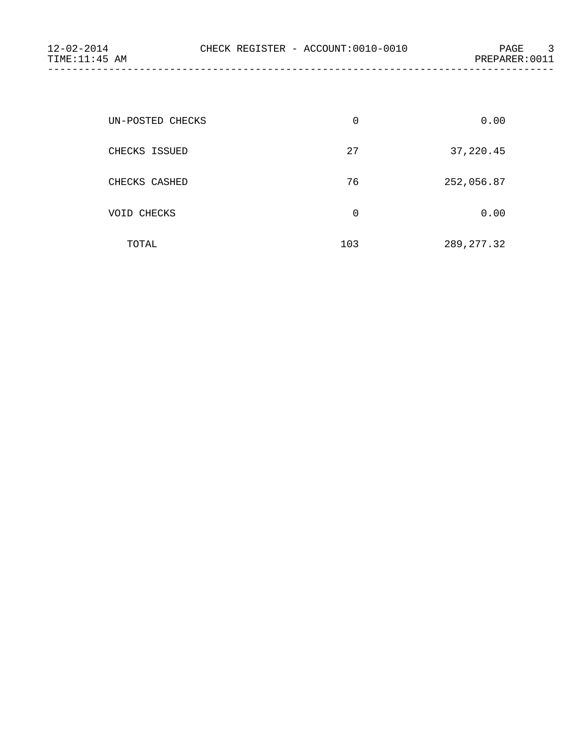| | | |
|---|---|---|
| UN-POSTED CHECKS | 0 | 0.00 |
| CHECKS ISSUED | 27 | 37,220.45 |
| CHECKS CASHED | 76 | 252,056.87 |
| VOID CHECKS | 0 | 0.00 |
| TOTAL | 103 | 289,277.32 |